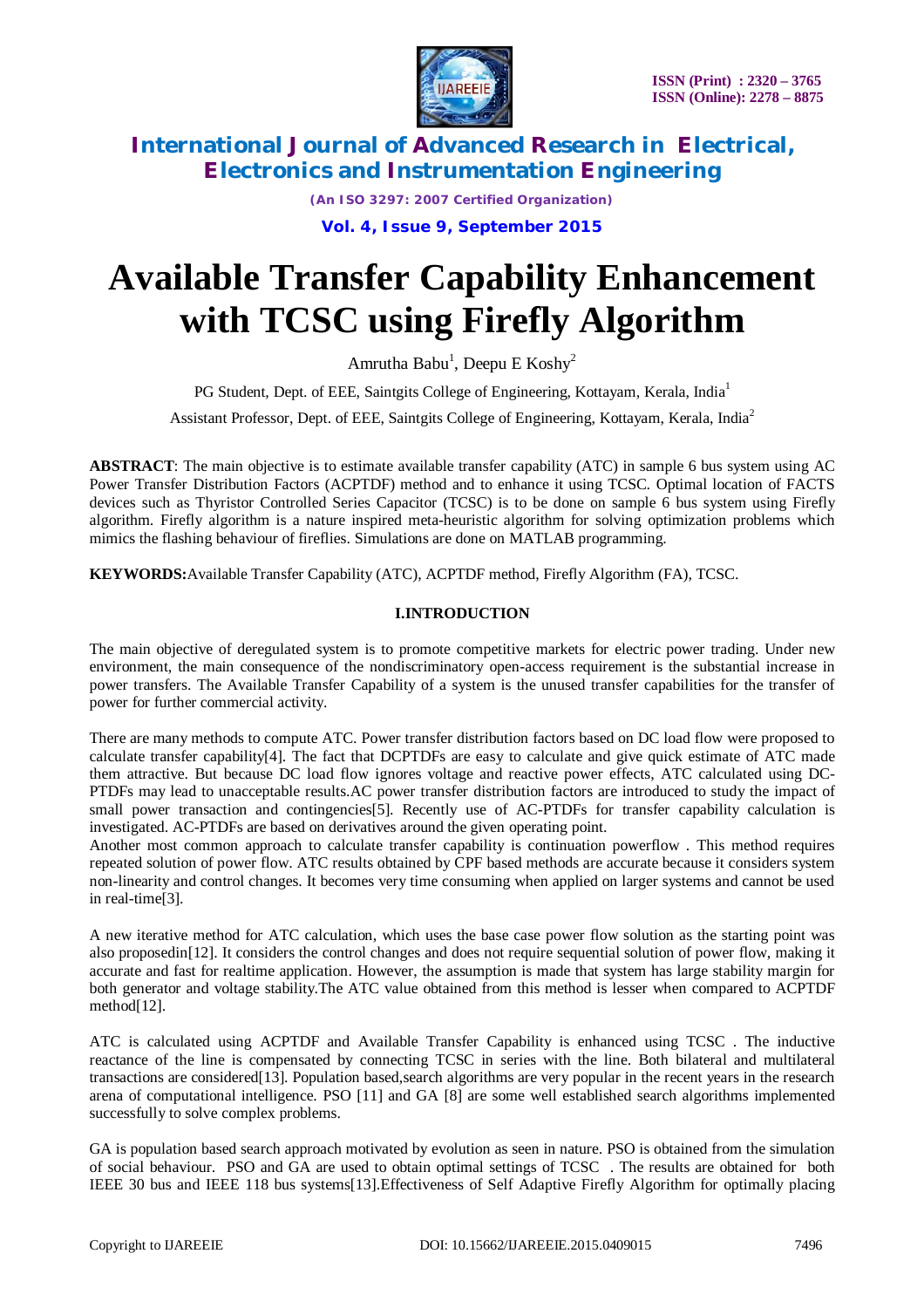# Available Transfer Capability Enhancement with TCSC using Firefly Algorithm

Amrutha Babu[1], Deepu E Koshy[2]

PG Student, Dept. of EEE, Saintgits College of Engineering, Kottayam, Kerala, India[1]

Assistant Professor, Dept. of EEE, Saintgits College of Engineering, Kottayam, Kerala, India[2]

**ABSTRACT**: The main objective is to estimate available transfer capability (ATC) in sample 6 bus system using AC Power Transfer Distribution Factors (ACPTDF) method and to enhance it using TCSC. Optimal location of FACTS devices such as Thyristor Controlled Series Capacitor (TCSC) is to be done on sample 6 bus system using Firefly algorithm. Firefly algorithm is a nature inspired meta-heuristic algorithm for solving optimization problems which mimics the flashing behaviour of fireflies. Simulations are done on MATLAB programming.

**KEYWORDS:**Available Transfer Capability (ATC), ACPTDF method, Firefly Algorithm (FA), TCSC.

## I.INTRODUCTION

The main objective of deregulated system is to promote competitive markets for electric power trading. Under new environment, the main consequence of the nondiscriminatory open-access requirement is the substantial increase in power transfers. The Available Transfer Capability of a system is the unused transfer capabilities for the transfer of power for further commercial activity.

There are many methods to compute ATC. Power transfer distribution factors based on DC load flow were proposed to calculate transfer capability[4]. The fact that DCPTDFs are easy to calculate and give quick estimate of ATC made them attractive. But because DC load flow ignores voltage and reactive power effects, ATC calculated using DC-PTDFs may lead to unacceptable results.AC power transfer distribution factors are introduced to study the impact of small power transaction and contingencies[5]. Recently use of AC-PTDFs for transfer capability calculation is investigated. AC-PTDFs are based on derivatives around the given operating point.
Another most common approach to calculate transfer capability is continuation powerflow . This method requires repeated solution of power flow. ATC results obtained by CPF based methods are accurate because it considers system non-linearity and control changes. It becomes very time consuming when applied on larger systems and cannot be used in real-time[3].

A new iterative method for ATC calculation, which uses the base case power flow solution as the starting point was also proposedin[12]. It considers the control changes and does not require sequential solution of power flow, making it accurate and fast for realtime application. However, the assumption is made that system has large stability margin for both generator and voltage stability.The ATC value obtained from this method is lesser when compared to ACPTDF method[12].

ATC is calculated using ACPTDF and Available Transfer Capability is enhanced using TCSC . The inductive reactance of the line is compensated by connecting TCSC in series with the line. Both bilateral and multilateral transactions are considered[13]. Population based,search algorithms are very popular in the recent years in the research arena of computational intelligence. PSO [11] and GA [8] are some well established search algorithms implemented successfully to solve complex problems.

GA is population based search approach motivated by evolution as seen in nature. PSO is obtained from the simulation of social behaviour. PSO and GA are used to obtain optimal settings of TCSC . The results are obtained for both IEEE 30 bus and IEEE 118 bus systems[13].Effectiveness of Self Adaptive Firefly Algorithm for optimally placing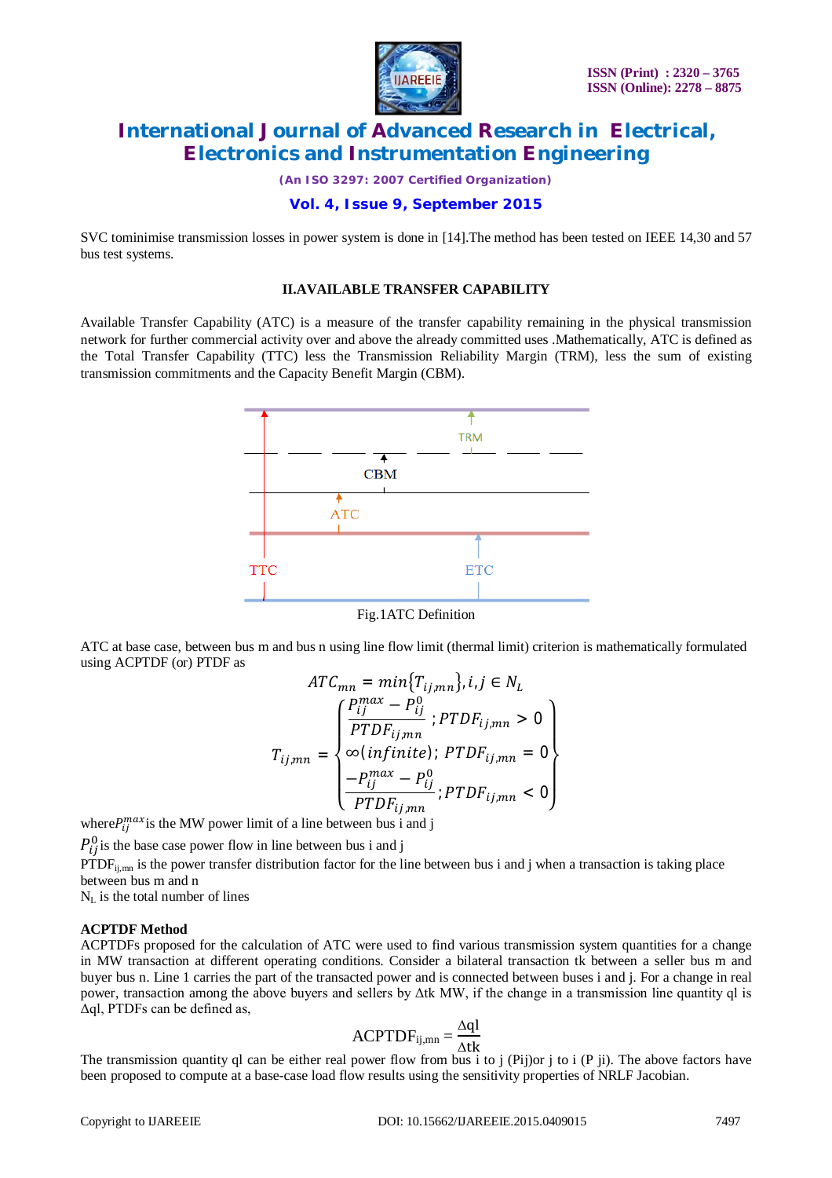SVC tominimise transmission losses in power system is done in [14].The method has been tested on IEEE 14,30 and 57 bus test systems.

## II.AVAILABLE TRANSFER CAPABILITY

Available Transfer Capability (ATC) is a measure of the transfer capability remaining in the physical transmission network for further commercial activity over and above the already committed uses .Mathematically, ATC is defined as the Total Transfer Capability (TTC) less the Transmission Reliability Margin (TRM), less the sum of existing transmission commitments and the Capacity Benefit Margin (CBM).

TRM

CBM

ATC

TTC

ETC

Fig.1ATC Definition

ATC at base case, between bus m and bus n using line flow limit (thermal limit) criterion is mathematically formulated using ACPTDF (or) PTDF as

$$ATC_{mn} = min\{T_{ij,mn}\}, i,j \in N_L$$

$$T_{ij,mn} = \begin{cases} \dfrac{P_{ij}^{max} - P_{ij}^{0}}{PTDF_{ij,mn}} ; PTDF_{ij,mn} > 0 \\ \infty(infinite); \; PTDF_{ij,mn} = 0 \\ \dfrac{-P_{ij}^{max} - P_{ij}^{0}}{PTDF_{ij,mn}} ; PTDF_{ij,mn} < 0 \end{cases}$$

where $P_{ij}^{max}$ is the MW power limit of a line between bus i and j

$P_{ij}^{0}$ is the base case power flow in line between bus i and j

$PTDF_{ij,mn}$ is the power transfer distribution factor for the line between bus i and j when a transaction is taking place between bus m and n

$N_L$ is the total number of lines

**ACPTDF Method**

ACPTDFs proposed for the calculation of ATC were used to find various transmission system quantities for a change in MW transaction at different operating conditions. Consider a bilateral transaction tk between a seller bus m and buyer bus n. Line 1 carries the part of the transacted power and is connected between buses i and j. For a change in real power, transaction among the above buyers and sellers by Δtk MW, if the change in a transmission line quantity ql is Δql, PTDFs can be defined as,

$$ACPTDF_{ij,mn} = \frac{\Delta ql}{\Delta tk}$$

The transmission quantity ql can be either real power flow from bus i to j (Pij)or j to i (P ji). The above factors have been proposed to compute at a base-case load flow results using the sensitivity properties of NRLF Jacobian.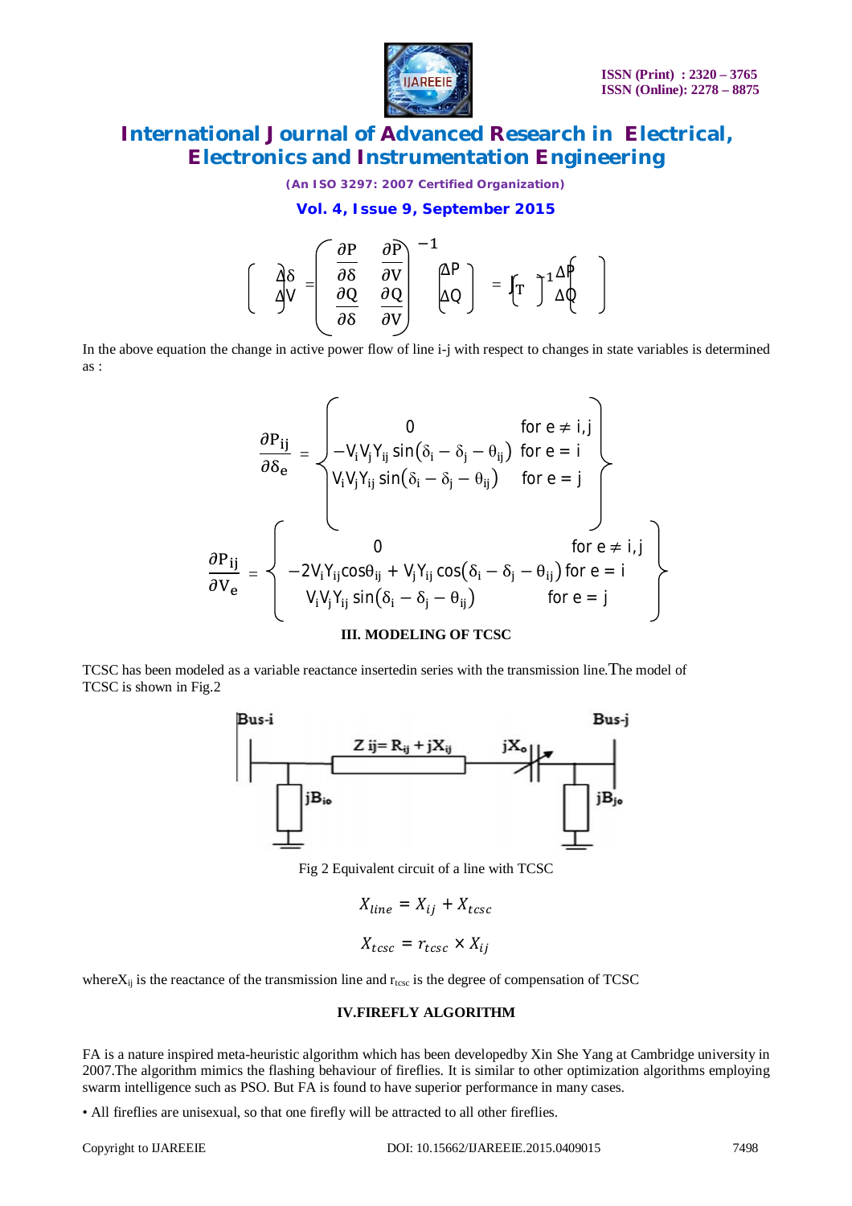$$\begin{bmatrix} \Delta\delta \\ \Delta V \end{bmatrix} = \begin{pmatrix} \frac{\partial P}{\partial \delta} & \frac{\partial P}{\partial V} \\ \frac{\partial Q}{\partial \delta} & \frac{\partial Q}{\partial V} \end{pmatrix}^{-1} \begin{bmatrix} \Delta P \\ \Delta Q \end{bmatrix} = \left[ J_T \right]^{-1} \begin{bmatrix} \Delta P \\ \Delta Q \end{bmatrix}$$

In the above equation the change in active power flow of line i-j with respect to changes in state variables is determined as :

$$\frac{\partial P_{ij}}{\partial \delta_e} = \begin{Bmatrix} 0 & \text{for } e \neq i,j \\ -V_i V_j Y_{ij} \sin(\delta_i - \delta_j - \theta_{ij}) & \text{for } e = i \\ V_i V_j Y_{ij} \sin(\delta_i - \delta_j - \theta_{ij}) & \text{for } e = j \end{Bmatrix}$$

$$\frac{\partial P_{ij}}{\partial V_e} = \begin{Bmatrix} 0 & \text{for } e \neq i,j \\ -2V_i Y_{ij} \cos\theta_{ij} + V_j Y_{ij} \cos(\delta_i - \delta_j - \theta_{ij}) & \text{for } e = i \\ V_i V_j Y_{ij} \sin(\delta_i - \delta_j - \theta_{ij}) & \text{for } e = j \end{Bmatrix}$$

### III. MODELING OF TCSC

TCSC has been modeled as a variable reactance insertedin series with the transmission line.The model of TCSC is shown in Fig.2

Fig 2 Equivalent circuit of a line with TCSC

$$X_{line} = X_{ij} + X_{tcsc}$$

$$X_{tcsc} = r_{tcsc} \times X_{ij}$$

where$X_{ij}$ is the reactance of the transmission line and $r_{tcsc}$ is the degree of compensation of TCSC

### IV.FIREFLY ALGORITHM

FA is a nature inspired meta-heuristic algorithm which has been developedby Xin She Yang at Cambridge university in 2007.The algorithm mimics the flashing behaviour of fireflies. It is similar to other optimization algorithms employing swarm intelligence such as PSO. But FA is found to have superior performance in many cases.

- All fireflies are unisexual, so that one firefly will be attracted to all other fireflies.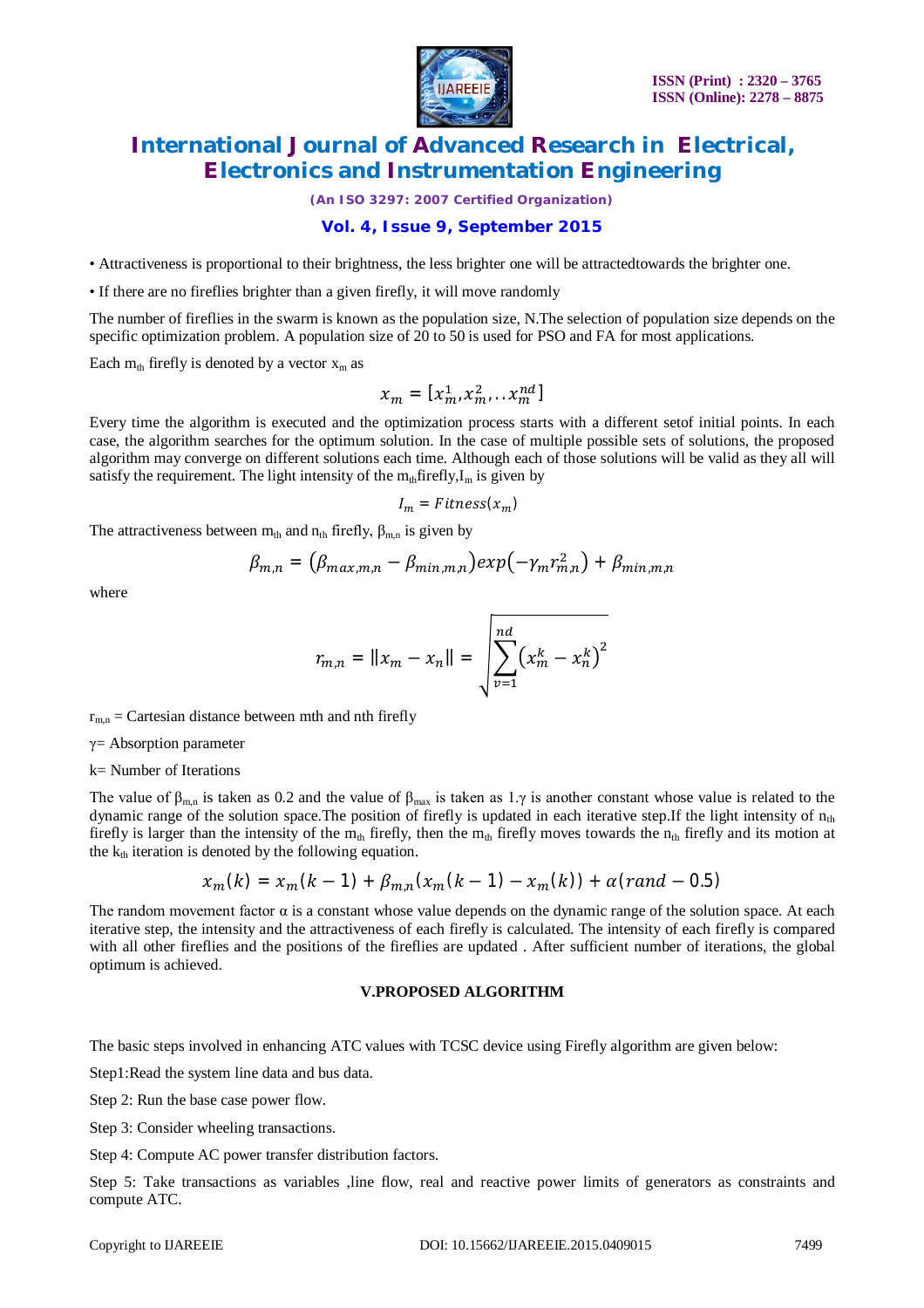• Attractiveness is proportional to their brightness, the less brighter one will be attractedtowards the brighter one.

• If there are no fireflies brighter than a given firefly, it will move randomly

The number of fireflies in the swarm is known as the population size, N.The selection of population size depends on the specific optimization problem. A population size of 20 to 50 is used for PSO and FA for most applications.

Each $m_{th}$ firefly is denoted by a vector $x_m$ as

$$x_m = [x_m^1, x_m^2, .. x_m^{nd}]$$

Every time the algorithm is executed and the optimization process starts with a different setof initial points. In each case, the algorithm searches for the optimum solution. In the case of multiple possible sets of solutions, the proposed algorithm may converge on different solutions each time. Although each of those solutions will be valid as they all will satisfy the requirement. The light intensity of the $m_{th}$firefly,$I_m$ is given by

$$I_m = Fitness(x_m)$$

The attractiveness between $m_{th}$ and $n_{th}$ firefly, $\beta_{m,n}$ is given by

$$\beta_{m,n} = (\beta_{max,m,n} - \beta_{min,m,n})exp(-\gamma_m r_{m,n}^2) + \beta_{min,m,n}$$

where

$$r_{m,n} = \|x_m - x_n\| = \sqrt{\sum_{v=1}^{nd} (x_m^k - x_n^k)^2}$$

$r_{m,n}$ = Cartesian distance between mth and nth firefly

$\gamma$= Absorption parameter

k= Number of Iterations

The value of $\beta_{m,n}$ is taken as 0.2 and the value of $\beta_{max}$ is taken as 1.$\gamma$ is another constant whose value is related to the dynamic range of the solution space.The position of firefly is updated in each iterative step.If the light intensity of $n_{th}$ firefly is larger than the intensity of the $m_{th}$ firefly, then the $m_{th}$ firefly moves towards the $n_{th}$ firefly and its motion at the $k_{th}$ iteration is denoted by the following equation.

$$x_m(k) = x_m(k-1) + \beta_{m,n}(x_m(k-1) - x_m(k)) + \alpha(rand - 0.5)$$

The random movement factor $\alpha$ is a constant whose value depends on the dynamic range of the solution space. At each iterative step, the intensity and the attractiveness of each firefly is calculated. The intensity of each firefly is compared with all other fireflies and the positions of the fireflies are updated . After sufficient number of iterations, the global optimum is achieved.

## V.PROPOSED ALGORITHM

The basic steps involved in enhancing ATC values with TCSC device using Firefly algorithm are given below:

Step1:Read the system line data and bus data.

Step 2: Run the base case power flow.

Step 3: Consider wheeling transactions.

Step 4: Compute AC power transfer distribution factors.

Step 5: Take transactions as variables ,line flow, real and reactive power limits of generators as constraints and compute ATC.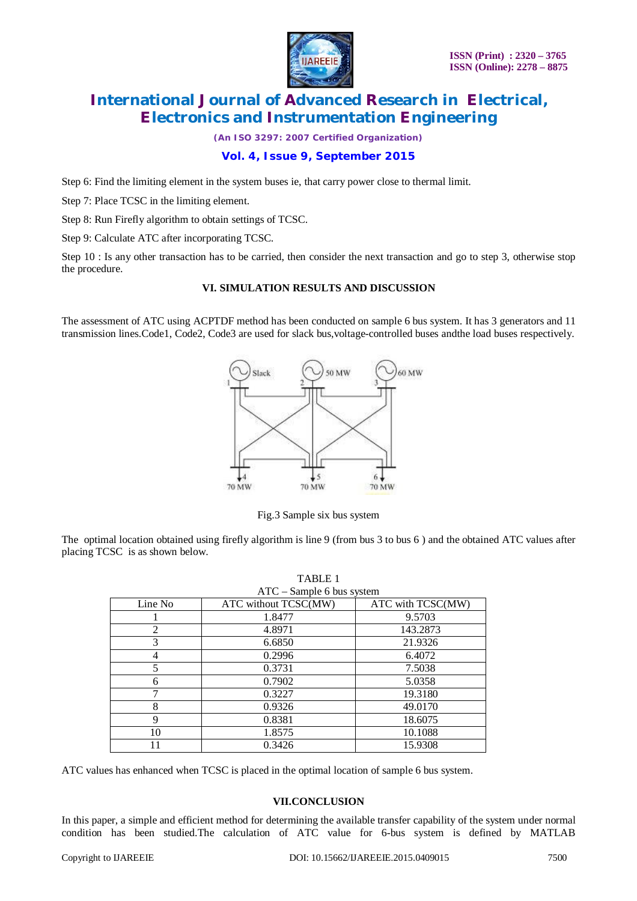Step 6: Find the limiting element in the system buses ie, that carry power close to thermal limit.

Step 7: Place TCSC in the limiting element.

Step 8: Run Firefly algorithm to obtain settings of TCSC.

Step 9: Calculate ATC after incorporating TCSC.

Step 10 : Is any other transaction has to be carried, then consider the next transaction and go to step 3, otherwise stop the procedure.

## VI. SIMULATION RESULTS AND DISCUSSION

The assessment of ATC using ACPTDF method has been conducted on sample 6 bus system. It has 3 generators and 11 transmission lines.Code1, Code2, Code3 are used for slack bus,voltage-controlled buses andthe load buses respectively.

Fig.3 Sample six bus system

The optimal location obtained using firefly algorithm is line 9 (from bus 3 to bus 6 ) and the obtained ATC values after placing TCSC is as shown below.

TABLE 1
ATC – Sample 6 bus system

| Line No | ATC without TCSC(MW) | ATC with TCSC(MW) |
|---|---|---|
| 1 | 1.8477 | 9.5703 |
| 2 | 4.8971 | 143.2873 |
| 3 | 6.6850 | 21.9326 |
| 4 | 0.2996 | 6.4072 |
| 5 | 0.3731 | 7.5038 |
| 6 | 0.7902 | 5.0358 |
| 7 | 0.3227 | 19.3180 |
| 8 | 0.9326 | 49.0170 |
| 9 | 0.8381 | 18.6075 |
| 10 | 1.8575 | 10.1088 |
| 11 | 0.3426 | 15.9308 |

ATC values has enhanced when TCSC is placed in the optimal location of sample 6 bus system.

## VII.CONCLUSION

In this paper, a simple and efficient method for determining the available transfer capability of the system under normal condition has been studied.The calculation of ATC value for 6-bus system is defined by MATLAB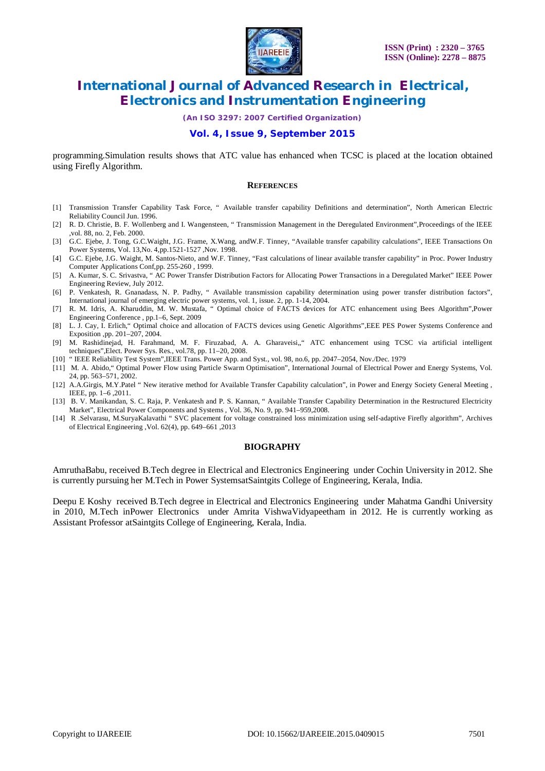programming.Simulation results shows that ATC value has enhanced when TCSC is placed at the location obtained using Firefly Algorithm.

## REFERENCES

[1] Transmission Transfer Capability Task Force, " Available transfer capability Definitions and determination", North American Electric Reliability Council Jun. 1996.

[2] R. D. Christie, B. F. Wollenberg and I. Wangensteen, " Transmission Management in the Deregulated Environment",Proceedings of the IEEE ,vol. 88, no. 2, Feb. 2000.

[3] G.C. Ejebe, J. Tong, G.C.Waight, J.G. Frame, X.Wang, andW.F. Tinney, "Available transfer capability calculations", IEEE Transactions On Power Systems, Vol. 13,No. 4,pp.1521-1527 ,Nov. 1998.

[4] G.C. Ejebe, J.G. Waight, M. Santos-Nieto, and W.F. Tinney, "Fast calculations of linear available transfer capability" in Proc. Power Industry Computer Applications Conf,pp. 255-260 , 1999.

[5] A. Kumar, S. C. Srivastva, " AC Power Transfer Distribution Factors for Allocating Power Transactions in a Deregulated Market" IEEE Power Engineering Review, July 2012.

[6] P. Venkatesh, R. Gnanadass, N. P. Padhy, " Available transmission capability determination using power transfer distribution factors", International journal of emerging electric power systems, vol. 1, issue. 2, pp. 1-14, 2004.

[7] R. M. Idris, A. Kharuddin, M. W. Mustafa, " Optimal choice of FACTS devices for ATC enhancement using Bees Algorithm",Power Engineering Conference , pp.1–6, Sept. 2009

[8] L. J. Cay, I. Erlich," Optimal choice and allocation of FACTS devices using Genetic Algorithms",EEE PES Power Systems Conference and Exposition ,pp. 201–207, 2004.

[9] M. Rashidinejad, H. Farahmand, M. F. Firuzabad, A. A. Gharaveisi,," ATC enhancement using TCSC via artificial intelligent techniques",Elect. Power Sys. Res., vol.78, pp. 11–20, 2008.

[10] " IEEE Reliability Test System",IEEE Trans. Power App. and Syst., vol. 98, no.6, pp. 2047–2054, Nov./Dec. 1979

[11] M. A. Abido," Optimal Power Flow using Particle Swarm Optimisation", International Journal of Electrical Power and Energy Systems, Vol. 24, pp. 563–571, 2002.

[12] A.A.Girgis, M.Y.Patel " New iterative method for Available Transfer Capability calculation", in Power and Energy Society General Meeting , IEEE, pp. 1–6 ,2011.

[13] B. V. Manikandan, S. C. Raja, P. Venkatesh and P. S. Kannan, " Available Transfer Capability Determination in the Restructured Electricity Market", Electrical Power Components and Systems , Vol. 36, No. 9, pp. 941–959,2008.

[14] R .Selvarasu, M.SuryaKalavathi " SVC placement for voltage constrained loss minimization using self-adaptive Firefly algorithm", Archives of Electrical Engineering ,Vol. 62(4), pp. 649–661 ,2013

## BIOGRAPHY

AmruthaBabu, received B.Tech degree in Electrical and Electronics Engineering under Cochin University in 2012. She is currently pursuing her M.Tech in Power SystemsatSaintgits College of Engineering, Kerala, India.

Deepu E Koshy received B.Tech degree in Electrical and Electronics Engineering under Mahatma Gandhi University in 2010, M.Tech inPower Electronics under Amrita VishwaVidyapeetham in 2012. He is currently working as Assistant Professor atSaintgits College of Engineering, Kerala, India.